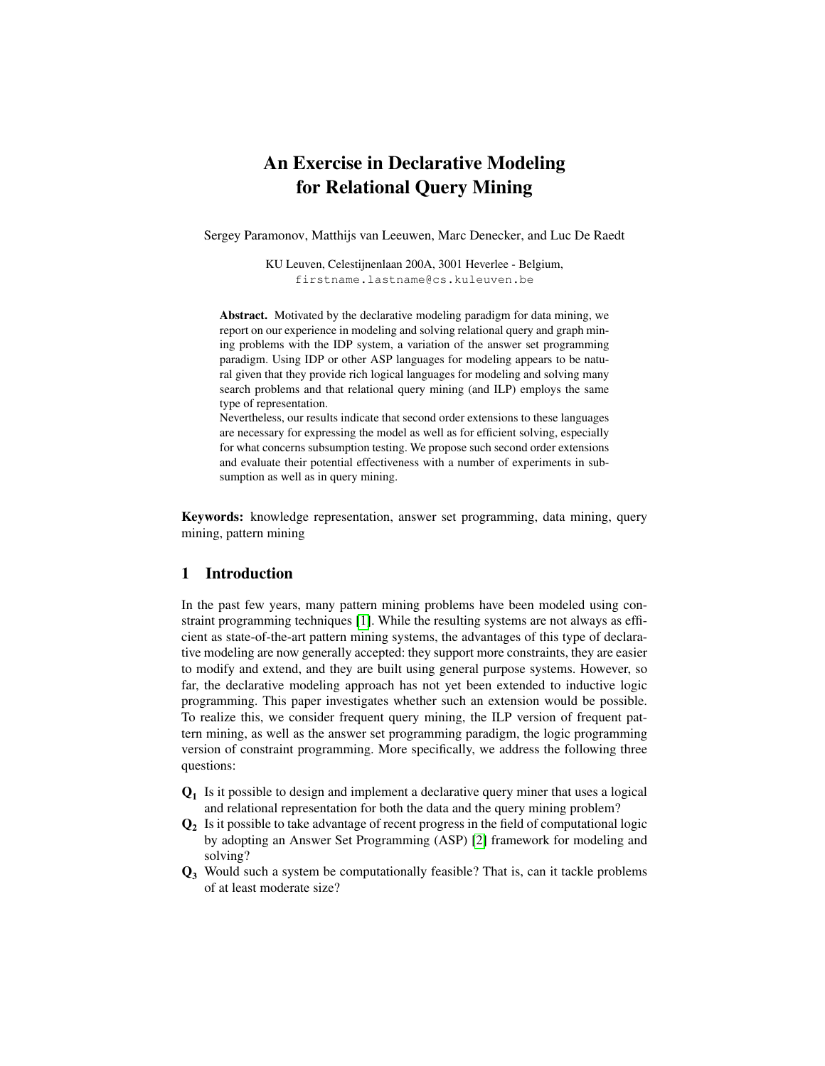# An Exercise in Declarative Modeling for Relational Query Mining

Sergey Paramonov, Matthijs van Leeuwen, Marc Denecker, and Luc De Raedt

KU Leuven, Celestijnenlaan 200A, 3001 Heverlee - Belgium,
firstname.lastname@cs.kuleuven.be

**Abstract.** Motivated by the declarative modeling paradigm for data mining, we report on our experience in modeling and solving relational query and graph mining problems with the IDP system, a variation of the answer set programming paradigm. Using IDP or other ASP languages for modeling appears to be natural given that they provide rich logical languages for modeling and solving many search problems and that relational query mining (and ILP) employs the same type of representation.
Nevertheless, our results indicate that second order extensions to these languages are necessary for expressing the model as well as for efficient solving, especially for what concerns subsumption testing. We propose such second order extensions and evaluate their potential effectiveness with a number of experiments in subsumption as well as in query mining.

**Keywords:** knowledge representation, answer set programming, data mining, query mining, pattern mining

## 1 Introduction

In the past few years, many pattern mining problems have been modeled using constraint programming techniques [1]. While the resulting systems are not always as efficient as state-of-the-art pattern mining systems, the advantages of this type of declarative modeling are now generally accepted: they support more constraints, they are easier to modify and extend, and they are built using general purpose systems. However, so far, the declarative modeling approach has not yet been extended to inductive logic programming. This paper investigates whether such an extension would be possible. To realize this, we consider frequent query mining, the ILP version of frequent pattern mining, as well as the answer set programming paradigm, the logic programming version of constraint programming. More specifically, we address the following three questions:

- **Q₁** Is it possible to design and implement a declarative query miner that uses a logical and relational representation for both the data and the query mining problem?
- **Q₂** Is it possible to take advantage of recent progress in the field of computational logic by adopting an Answer Set Programming (ASP) [2] framework for modeling and solving?
- **Q₃** Would such a system be computationally feasible? That is, can it tackle problems of at least moderate size?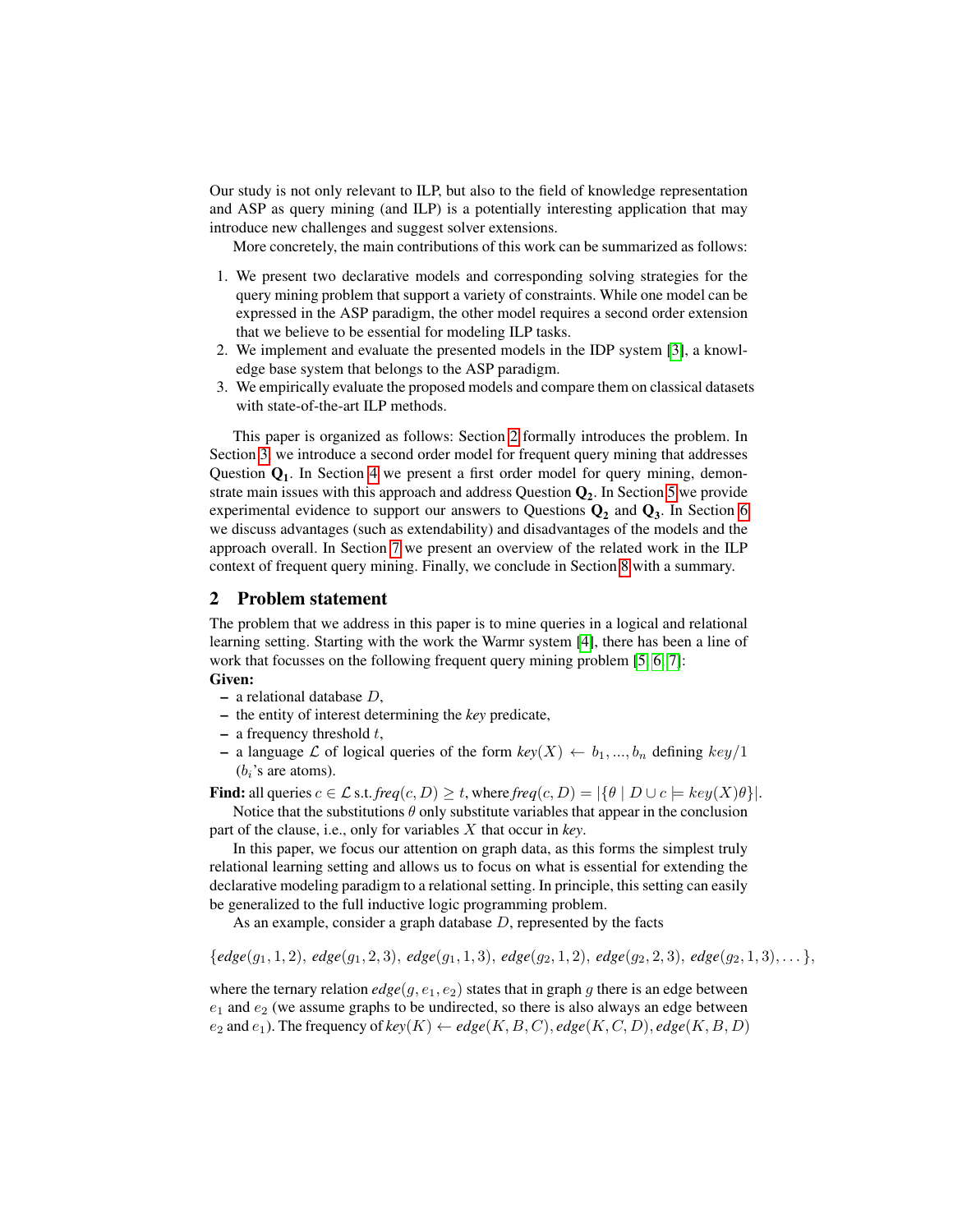Our study is not only relevant to ILP, but also to the field of knowledge representation and ASP as query mining (and ILP) is a potentially interesting application that may introduce new challenges and suggest solver extensions.

More concretely, the main contributions of this work can be summarized as follows:

1. We present two declarative models and corresponding solving strategies for the query mining problem that support a variety of constraints. While one model can be expressed in the ASP paradigm, the other model requires a second order extension that we believe to be essential for modeling ILP tasks.
2. We implement and evaluate the presented models in the IDP system [3], a knowledge base system that belongs to the ASP paradigm.
3. We empirically evaluate the proposed models and compare them on classical datasets with state-of-the-art ILP methods.

This paper is organized as follows: Section 2 formally introduces the problem. In Section 3, we introduce a second order model for frequent query mining that addresses Question $\mathbf{Q_1}$. In Section 4 we present a first order model for query mining, demonstrate main issues with this approach and address Question $\mathbf{Q_2}$. In Section 5 we provide experimental evidence to support our answers to Questions $\mathbf{Q_2}$ and $\mathbf{Q_3}$. In Section 6 we discuss advantages (such as extendability) and disadvantages of the models and the approach overall. In Section 7 we present an overview of the related work in the ILP context of frequent query mining. Finally, we conclude in Section 8 with a summary.

## 2 Problem statement

The problem that we address in this paper is to mine queries in a logical and relational learning setting. Starting with the work the Warmr system [4], there has been a line of work that focusses on the following frequent query mining problem [5, 6, 7]:

**Given:**

- a relational database $D$,
- the entity of interest determining the *key* predicate,
- a frequency threshold $t$,
- a language $\mathcal{L}$ of logical queries of the form $key(X) \leftarrow b_1, ..., b_n$ defining $key/1$ ($b_i$'s are atoms).

**Find:** all queries $c \in \mathcal{L}$ s.t. $freq(c, D) \geq t$, where $freq(c, D) = |\{\theta \mid D \cup c \models key(X)\theta\}|$.

Notice that the substitutions $\theta$ only substitute variables that appear in the conclusion part of the clause, i.e., only for variables $X$ that occur in *key*.

In this paper, we focus our attention on graph data, as this forms the simplest truly relational learning setting and allows us to focus on what is essential for extending the declarative modeling paradigm to a relational setting. In principle, this setting can easily be generalized to the full inductive logic programming problem.

As an example, consider a graph database $D$, represented by the facts

$$\{edge(g_1, 1, 2),\ edge(g_1, 2, 3),\ edge(g_1, 1, 3),\ edge(g_2, 1, 2),\ edge(g_2, 2, 3),\ edge(g_2, 1, 3), \dots\},$$

where the ternary relation $edge(g, e_1, e_2)$ states that in graph $g$ there is an edge between $e_1$ and $e_2$ (we assume graphs to be undirected, so there is also always an edge between $e_2$ and $e_1$). The frequency of $key(K) \leftarrow edge(K, B, C), edge(K, C, D), edge(K, B, D)$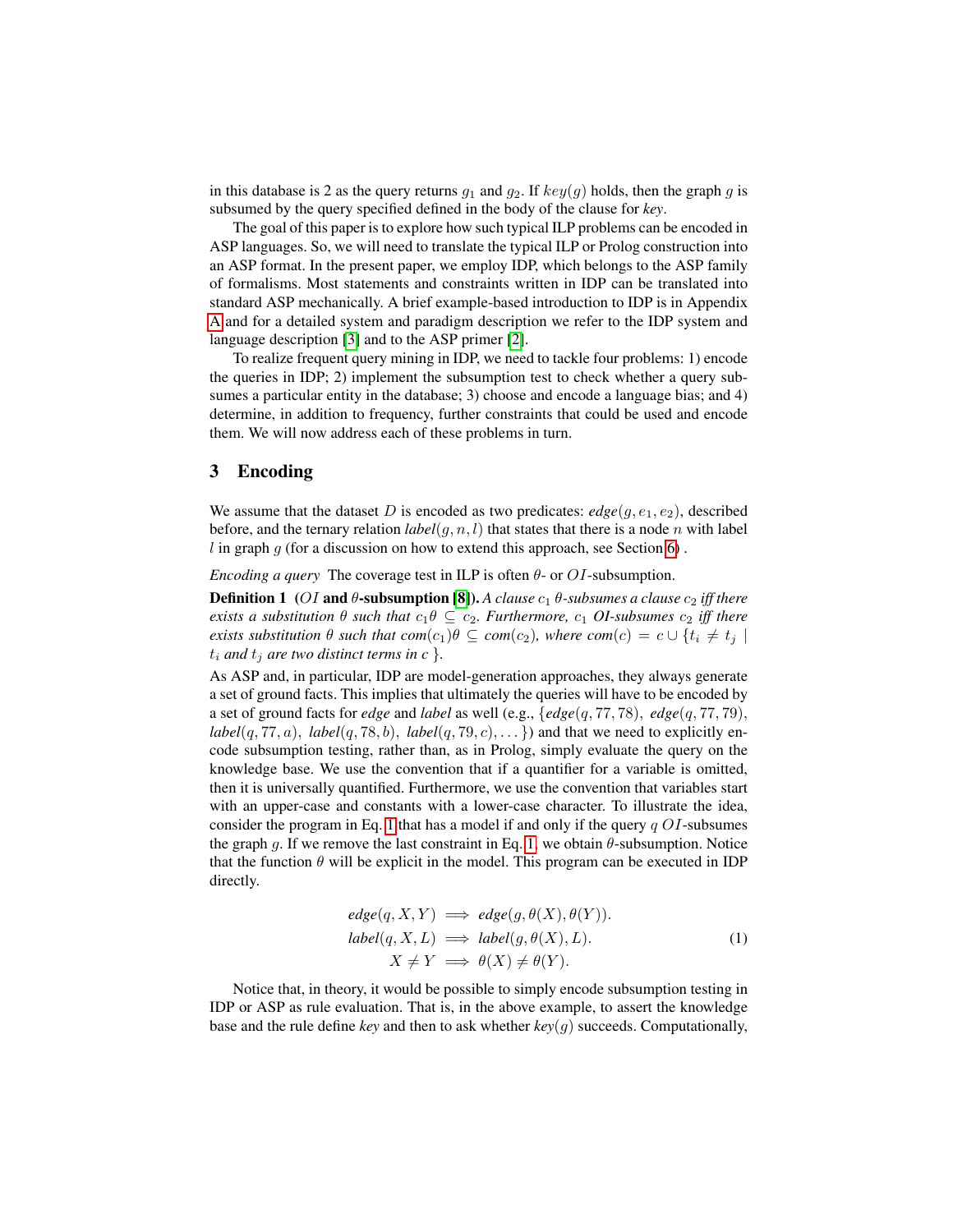in this database is 2 as the query returns $g_1$ and $g_2$. If $key(g)$ holds, then the graph $g$ is subsumed by the query specified defined in the body of the clause for *key*.

The goal of this paper is to explore how such typical ILP problems can be encoded in ASP languages. So, we will need to translate the typical ILP or Prolog construction into an ASP format. In the present paper, we employ IDP, which belongs to the ASP family of formalisms. Most statements and constraints written in IDP can be translated into standard ASP mechanically. A brief example-based introduction to IDP is in Appendix A and for a detailed system and paradigm description we refer to the IDP system and language description [3] and to the ASP primer [2].

To realize frequent query mining in IDP, we need to tackle four problems: 1) encode the queries in IDP; 2) implement the subsumption test to check whether a query subsumes a particular entity in the database; 3) choose and encode a language bias; and 4) determine, in addition to frequency, further constraints that could be used and encode them. We will now address each of these problems in turn.

## 3 Encoding

We assume that the dataset $D$ is encoded as two predicates: $edge(g, e_1, e_2)$, described before, and the ternary relation $label(g, n, l)$ that states that there is a node $n$ with label $l$ in graph $g$ (for a discussion on how to extend this approach, see Section 6) .

*Encoding a query* The coverage test in ILP is often $\theta$- or $OI$-subsumption.

**Definition 1** **($OI$ and $\theta$-subsumption [8]).** *A clause $c_1$ $\theta$-subsumes a clause $c_2$ iff there exists a substitution $\theta$ such that $c_1\theta \subseteq c_2$. Furthermore, $c_1$ OI-subsumes $c_2$ iff there exists substitution $\theta$ such that $com(c_1)\theta \subseteq com(c_2)$, where $com(c) = c \cup \{t_i \neq t_j \mid t_i$ and $t_j$ are two distinct terms in $c$ $\}$.*

As ASP and, in particular, IDP are model-generation approaches, they always generate a set of ground facts. This implies that ultimately the queries will have to be encoded by a set of ground facts for *edge* and *label* as well (e.g., $\{edge(q, 77, 78),\ edge(q, 77, 79),$ $label(q, 77, a),\ label(q, 78, b),\ label(q, 79, c), \dots\}$) and that we need to explicitly encode subsumption testing, rather than, as in Prolog, simply evaluate the query on the knowledge base. We use the convention that if a quantifier for a variable is omitted, then it is universally quantified. Furthermore, we use the convention that variables start with an upper-case and constants with a lower-case character. To illustrate the idea, consider the program in Eq. 1 that has a model if and only if the query $q$ $OI$-subsumes the graph $g$. If we remove the last constraint in Eq. 1, we obtain $\theta$-subsumption. Notice that the function $\theta$ will be explicit in the model. This program can be executed in IDP directly.

$$
\begin{aligned}
edge(q, X, Y) &\implies edge(g, \theta(X), \theta(Y)). \\
label(q, X, L) &\implies label(g, \theta(X), L). \\
X \neq Y &\implies \theta(X) \neq \theta(Y).
\end{aligned}
\tag{1}
$$

Notice that, in theory, it would be possible to simply encode subsumption testing in IDP or ASP as rule evaluation. That is, in the above example, to assert the knowledge base and the rule define *key* and then to ask whether $key(g)$ succeeds. Computationally,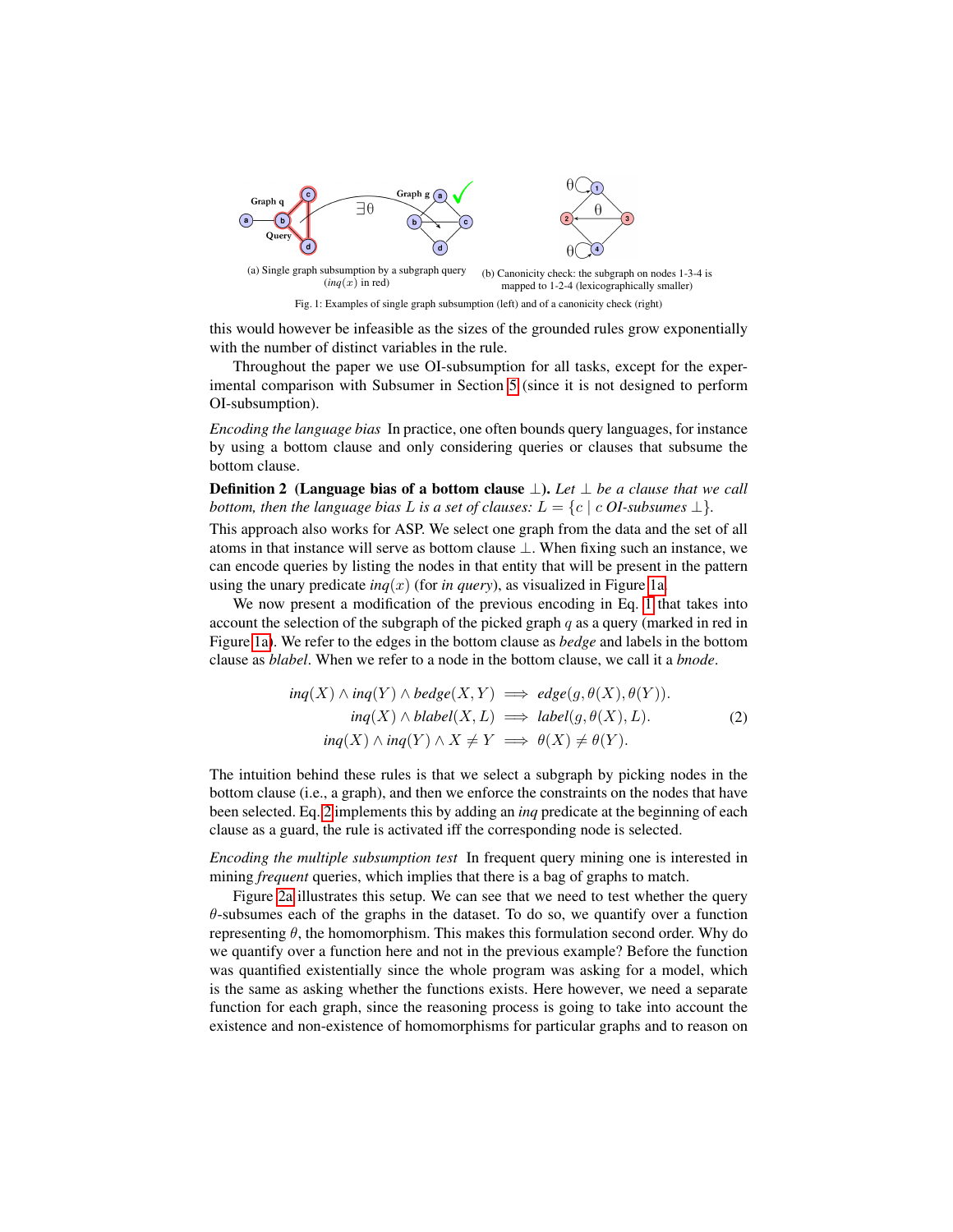(a) Single graph subsumption by a subgraph query ($inq(x)$ in red)

(b) Canonicity check: the subgraph on nodes 1-3-4 is mapped to 1-2-4 (lexicographically smaller)

Fig. 1: Examples of single graph subsumption (left) and of a canonicity check (right)

this would however be infeasible as the sizes of the grounded rules grow exponentially with the number of distinct variables in the rule.

Throughout the paper we use OI-subsumption for all tasks, except for the experimental comparison with Subsumer in Section 5 (since it is not designed to perform OI-subsumption).

*Encoding the language bias* In practice, one often bounds query languages, for instance by using a bottom clause and only considering queries or clauses that subsume the bottom clause.

**Definition 2 (Language bias of a bottom clause $\bot$).** *Let $\bot$ be a clause that we call bottom, then the language bias $L$ is a set of clauses: $L = \{c \mid c$ OI-subsumes $\bot\}$.*

This approach also works for ASP. We select one graph from the data and the set of all atoms in that instance will serve as bottom clause $\bot$. When fixing such an instance, we can encode queries by listing the nodes in that entity that will be present in the pattern using the unary predicate *inq*$(x)$ (for *in query*), as visualized in Figure 1a.

We now present a modification of the previous encoding in Eq. 1 that takes into account the selection of the subgraph of the picked graph $q$ as a query (marked in red in Figure 1a). We refer to the edges in the bottom clause as *bedge* and labels in the bottom clause as *blabel*. When we refer to a node in the bottom clause, we call it a *bnode*.

$$
\begin{aligned}
inq(X) \wedge inq(Y) \wedge bedge(X,Y) &\implies edge(g, \theta(X), \theta(Y)). \\
inq(X) \wedge blabel(X,L) &\implies label(g, \theta(X), L). \\
inq(X) \wedge inq(Y) \wedge X \neq Y &\implies \theta(X) \neq \theta(Y).
\end{aligned}
\tag{2}
$$

The intuition behind these rules is that we select a subgraph by picking nodes in the bottom clause (i.e., a graph), and then we enforce the constraints on the nodes that have been selected. Eq. 2 implements this by adding an *inq* predicate at the beginning of each clause as a guard, the rule is activated iff the corresponding node is selected.

*Encoding the multiple subsumption test* In frequent query mining one is interested in mining *frequent* queries, which implies that there is a bag of graphs to match.

Figure 2a illustrates this setup. We can see that we need to test whether the query $\theta$-subsumes each of the graphs in the dataset. To do so, we quantify over a function representing $\theta$, the homomorphism. This makes this formulation second order. Why do we quantify over a function here and not in the previous example? Before the function was quantified existentially since the whole program was asking for a model, which is the same as asking whether the functions exists. Here however, we need a separate function for each graph, since the reasoning process is going to take into account the existence and non-existence of homomorphisms for particular graphs and to reason on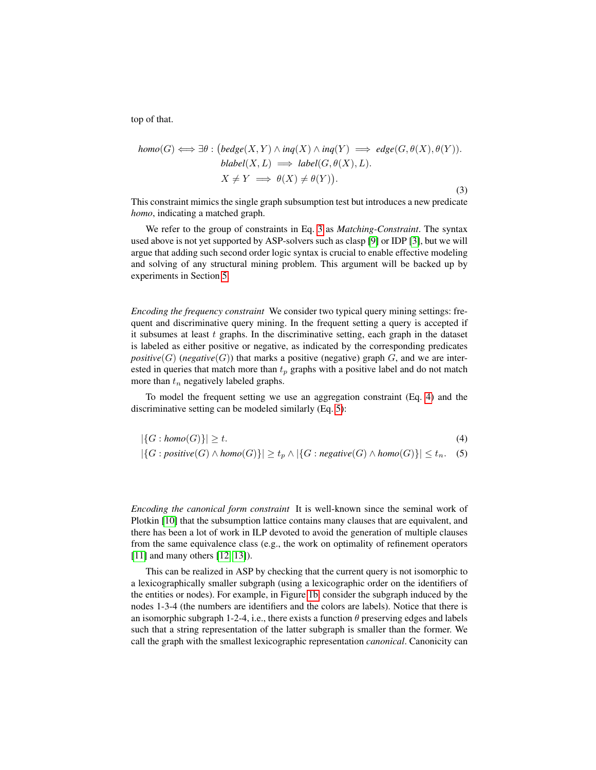top of that.

$$
\begin{aligned}
\textit{homo}(G) \iff \exists\theta : \big(&\textit{bedge}(X,Y) \wedge \textit{inq}(X) \wedge \textit{inq}(Y) \implies \textit{edge}(G,\theta(X),\theta(Y)).\\
&\textit{blabel}(X,L) \implies \textit{label}(G,\theta(X),L).\\
&X \neq Y \implies \theta(X) \neq \theta(Y)\big).
\end{aligned}
\tag{3}
$$

This constraint mimics the single graph subsumption test but introduces a new predicate *homo*, indicating a matched graph.

We refer to the group of constraints in Eq. 3 as *Matching-Constraint*. The syntax used above is not yet supported by ASP-solvers such as clasp [9] or IDP [3], but we will argue that adding such second order logic syntax is crucial to enable effective modeling and solving of any structural mining problem. This argument will be backed up by experiments in Section 5.

*Encoding the frequency constraint* We consider two typical query mining settings: frequent and discriminative query mining. In the frequent setting a query is accepted if it subsumes at least $t$ graphs. In the discriminative setting, each graph in the dataset is labeled as either positive or negative, as indicated by the corresponding predicates *positive*$(G)$ (*negative*$(G)$) that marks a positive (negative) graph $G$, and we are interested in queries that match more than $t_p$ graphs with a positive label and do not match more than $t_n$ negatively labeled graphs.

To model the frequent setting we use an aggregation constraint (Eq. 4) and the discriminative setting can be modeled similarly (Eq. 5):

$$
|\{G : \textit{homo}(G)\}| \geq t. \tag{4}
$$

$$
|\{G : \textit{positive}(G) \wedge \textit{homo}(G)\}| \geq t_p \wedge |\{G : \textit{negative}(G) \wedge \textit{homo}(G)\}| \leq t_n. \tag{5}
$$

*Encoding the canonical form constraint* It is well-known since the seminal work of Plotkin [10] that the subsumption lattice contains many clauses that are equivalent, and there has been a lot of work in ILP devoted to avoid the generation of multiple clauses from the same equivalence class (e.g., the work on optimality of refinement operators [11] and many others [12, 13]).

This can be realized in ASP by checking that the current query is not isomorphic to a lexicographically smaller subgraph (using a lexicographic order on the identifiers of the entities or nodes). For example, in Figure 1b, consider the subgraph induced by the nodes 1-3-4 (the numbers are identifiers and the colors are labels). Notice that there is an isomorphic subgraph 1-2-4, i.e., there exists a function $\theta$ preserving edges and labels such that a string representation of the latter subgraph is smaller than the former. We call the graph with the smallest lexicographic representation *canonical*. Canonicity can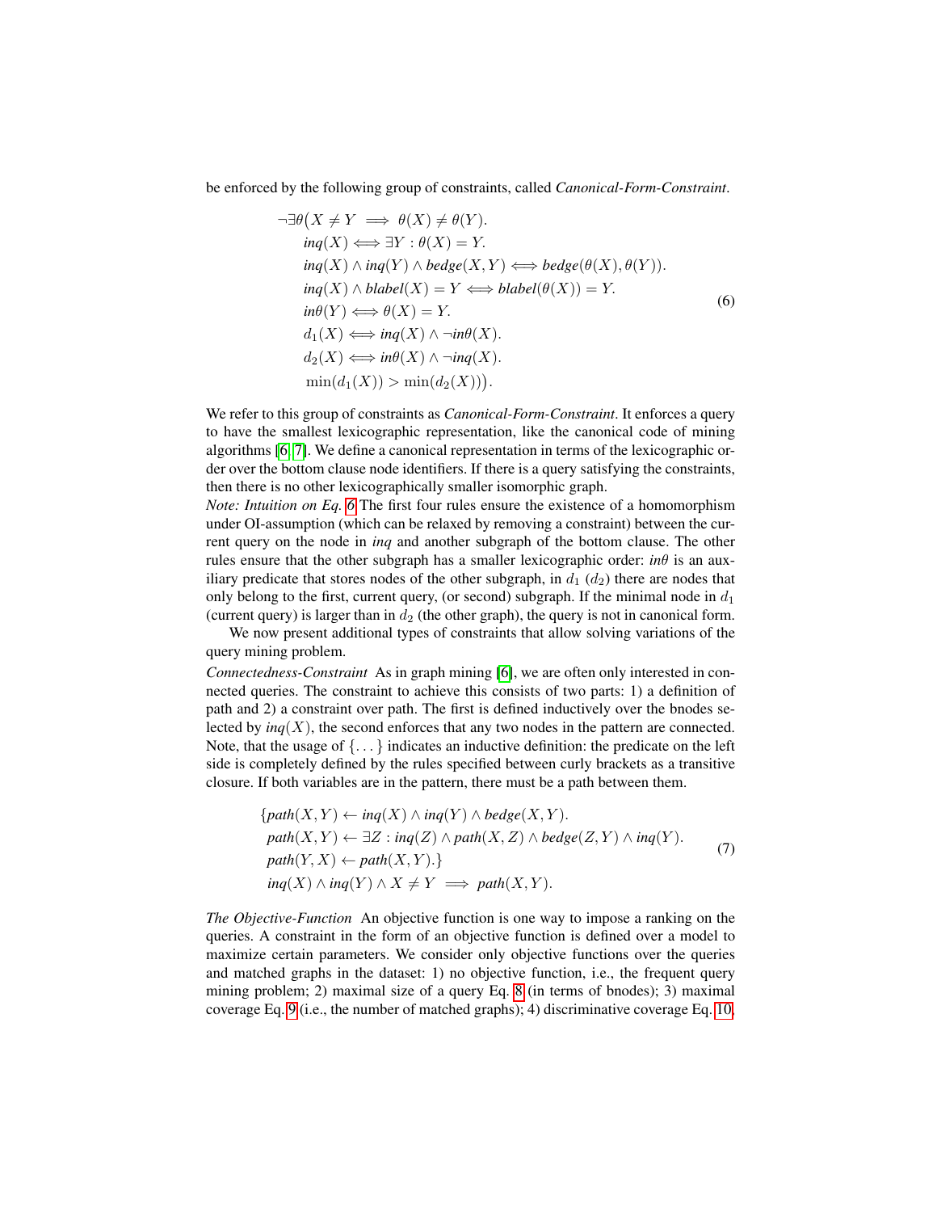be enforced by the following group of constraints, called *Canonical-Form-Constraint*.

$$
\begin{aligned}
\neg\exists\theta\big(&X \neq Y \implies \theta(X) \neq \theta(Y).\\
&\mathit{inq}(X) \iff \exists Y : \theta(X) = Y.\\
&\mathit{inq}(X) \wedge \mathit{inq}(Y) \wedge \mathit{bedge}(X,Y) \iff \mathit{bedge}(\theta(X), \theta(Y)).\\
&\mathit{inq}(X) \wedge \mathit{blabel}(X) = Y \iff \mathit{blabel}(\theta(X)) = Y.\\
&\mathit{in}\theta(Y) \iff \theta(X) = Y.\\
&d_1(X) \iff \mathit{inq}(X) \wedge \neg \mathit{in}\theta(X).\\
&d_2(X) \iff \mathit{in}\theta(X) \wedge \neg \mathit{inq}(X).\\
&\min(d_1(X)) > \min(d_2(X))\big).
\end{aligned}
\tag{6}
$$

We refer to this group of constraints as *Canonical-Form-Constraint*. It enforces a query to have the smallest lexicographic representation, like the canonical code of mining algorithms [6, 7]. We define a canonical representation in terms of the lexicographic order over the bottom clause node identifiers. If there is a query satisfying the constraints, then there is no other lexicographically smaller isomorphic graph.

*Note: Intuition on Eq. 6* The first four rules ensure the existence of a homomorphism under OI-assumption (which can be relaxed by removing a constraint) between the current query on the node in *inq* and another subgraph of the bottom clause. The other rules ensure that the other subgraph has a smaller lexicographic order: *inθ* is an auxiliary predicate that stores nodes of the other subgraph, in $d_1$ ($d_2$) there are nodes that only belong to the first, current query, (or second) subgraph. If the minimal node in $d_1$ (current query) is larger than in $d_2$ (the other graph), the query is not in canonical form.

We now present additional types of constraints that allow solving variations of the query mining problem.

*Connectedness-Constraint* As in graph mining [6], we are often only interested in connected queries. The constraint to achieve this consists of two parts: 1) a definition of path and 2) a constraint over path. The first is defined inductively over the bnodes selected by *inq*$(X)$, the second enforces that any two nodes in the pattern are connected. Note, that the usage of $\{\dots\}$ indicates an inductive definition: the predicate on the left side is completely defined by the rules specified between curly brackets as a transitive closure. If both variables are in the pattern, there must be a path between them.

$$
\begin{aligned}
\{&\mathit{path}(X,Y) \leftarrow \mathit{inq}(X) \wedge \mathit{inq}(Y) \wedge \mathit{bedge}(X,Y).\\
&\mathit{path}(X,Y) \leftarrow \exists Z : \mathit{inq}(Z) \wedge \mathit{path}(X,Z) \wedge \mathit{bedge}(Z,Y) \wedge \mathit{inq}(Y).\\
&\mathit{path}(Y,X) \leftarrow \mathit{path}(X,Y).\}\\
&\mathit{inq}(X) \wedge \mathit{inq}(Y) \wedge X \neq Y \implies \mathit{path}(X,Y).
\end{aligned}
\tag{7}
$$

*The Objective-Function* An objective function is one way to impose a ranking on the queries. A constraint in the form of an objective function is defined over a model to maximize certain parameters. We consider only objective functions over the queries and matched graphs in the dataset: 1) no objective function, i.e., the frequent query mining problem; 2) maximal size of a query Eq. 8 (in terms of bnodes); 3) maximal coverage Eq. 9 (i.e., the number of matched graphs); 4) discriminative coverage Eq. 10,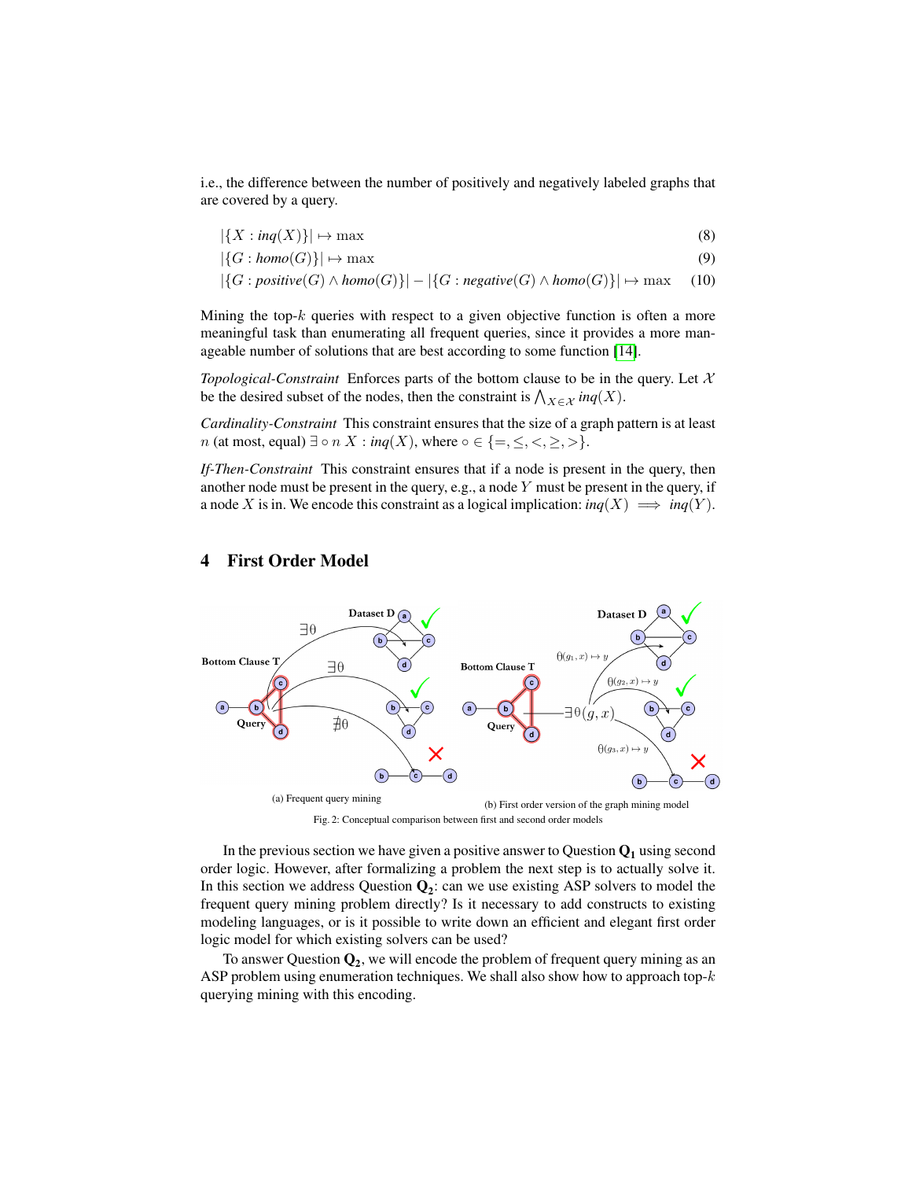i.e., the difference between the number of positively and negatively labeled graphs that are covered by a query.

$$|\{X : inq(X)\}| \mapsto \max \tag{8}$$

$$|\{G : homo(G)\}| \mapsto \max \tag{9}$$

$$|\{G : positive(G) \wedge homo(G)\}| - |\{G : negative(G) \wedge homo(G)\}| \mapsto \max \tag{10}$$

Mining the top-$k$ queries with respect to a given objective function is often a more meaningful task than enumerating all frequent queries, since it provides a more manageable number of solutions that are best according to some function [14].

*Topological-Constraint* Enforces parts of the bottom clause to be in the query. Let $\mathcal{X}$ be the desired subset of the nodes, then the constraint is $\bigwedge_{X \in \mathcal{X}} inq(X)$.

*Cardinality-Constraint* This constraint ensures that the size of a graph pattern is at least $n$ (at most, equal) $\exists \circ n \; X : inq(X)$, where $\circ \in \{=, \leq, <, \geq, >\}$.

*If-Then-Constraint* This constraint ensures that if a node is present in the query, then another node must be present in the query, e.g., a node $Y$ must be present in the query, if a node $X$ is in. We encode this constraint as a logical implication: $inq(X) \implies inq(Y)$.

## 4 First Order Model

(a) Frequent query mining

(b) First order version of the graph mining model

Fig. 2: Conceptual comparison between first and second order models

In the previous section we have given a positive answer to Question $\mathbf{Q_1}$ using second order logic. However, after formalizing a problem the next step is to actually solve it. In this section we address Question $\mathbf{Q_2}$: can we use existing ASP solvers to model the frequent query mining problem directly? Is it necessary to add constructs to existing modeling languages, or is it possible to write down an efficient and elegant first order logic model for which existing solvers can be used?

To answer Question $\mathbf{Q_2}$, we will encode the problem of frequent query mining as an ASP problem using enumeration techniques. We shall also show how to approach top-$k$ querying mining with this encoding.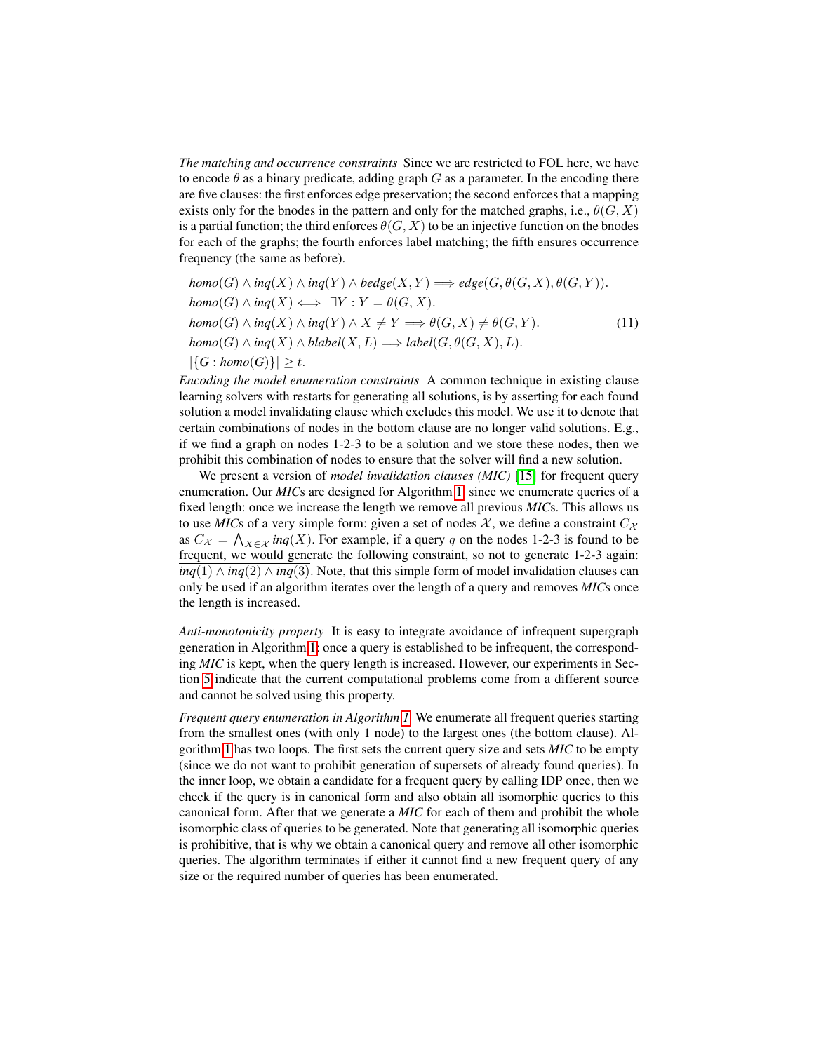*The matching and occurrence constraints* Since we are restricted to FOL here, we have to encode $\theta$ as a binary predicate, adding graph $G$ as a parameter. In the encoding there are five clauses: the first enforces edge preservation; the second enforces that a mapping exists only for the bnodes in the pattern and only for the matched graphs, i.e., $\theta(G, X)$ is a partial function; the third enforces $\theta(G, X)$ to be an injective function on the bnodes for each of the graphs; the fourth enforces label matching; the fifth ensures occurrence frequency (the same as before).

$$
\begin{aligned}
&\mathit{homo}(G) \wedge \mathit{inq}(X) \wedge \mathit{inq}(Y) \wedge \mathit{bedge}(X, Y) \Longrightarrow \mathit{edge}(G, \theta(G, X), \theta(G, Y)).\\
&\mathit{homo}(G) \wedge \mathit{inq}(X) \iff \exists Y : Y = \theta(G, X).\\
&\mathit{homo}(G) \wedge \mathit{inq}(X) \wedge \mathit{inq}(Y) \wedge X \neq Y \Longrightarrow \theta(G, X) \neq \theta(G, Y).\\
&\mathit{homo}(G) \wedge \mathit{inq}(X) \wedge \mathit{blabel}(X, L) \Longrightarrow \mathit{label}(G, \theta(G, X), L).\\
&|\{G : \mathit{homo}(G)\}| \geq t.
\end{aligned}
\tag{11}
$$

*Encoding the model enumeration constraints* A common technique in existing clause learning solvers with restarts for generating all solutions, is by asserting for each found solution a model invalidating clause which excludes this model. We use it to denote that certain combinations of nodes in the bottom clause are no longer valid solutions. E.g., if we find a graph on nodes 1-2-3 to be a solution and we store these nodes, then we prohibit this combination of nodes to ensure that the solver will find a new solution.

We present a version of *model invalidation clauses (MIC)* [15] for frequent query enumeration. Our *MIC*s are designed for Algorithm 1, since we enumerate queries of a fixed length: once we increase the length we remove all previous *MIC*s. This allows us to use *MIC*s of a very simple form: given a set of nodes $\mathcal{X}$, we define a constraint $C_{\mathcal{X}}$ as $C_{\mathcal{X}} = \overline{\bigwedge_{X \in \mathcal{X}} \mathit{inq}(X)}$. For example, if a query $q$ on the nodes 1-2-3 is found to be frequent, we would generate the following constraint, so not to generate 1-2-3 again: $\overline{\mathit{inq}(1) \wedge \mathit{inq}(2) \wedge \mathit{inq}(3)}$. Note, that this simple form of model invalidation clauses can only be used if an algorithm iterates over the length of a query and removes *MIC*s once the length is increased.

*Anti-monotonicity property* It is easy to integrate avoidance of infrequent supergraph generation in Algorithm 1: once a query is established to be infrequent, the corresponding *MIC* is kept, when the query length is increased. However, our experiments in Section 5 indicate that the current computational problems come from a different source and cannot be solved using this property.

*Frequent query enumeration in Algorithm 1* We enumerate all frequent queries starting from the smallest ones (with only 1 node) to the largest ones (the bottom clause). Algorithm 1 has two loops. The first sets the current query size and sets *MIC* to be empty (since we do not want to prohibit generation of supersets of already found queries). In the inner loop, we obtain a candidate for a frequent query by calling IDP once, then we check if the query is in canonical form and also obtain all isomorphic queries to this canonical form. After that we generate a *MIC* for each of them and prohibit the whole isomorphic class of queries to be generated. Note that generating all isomorphic queries is prohibitive, that is why we obtain a canonical query and remove all other isomorphic queries. The algorithm terminates if either it cannot find a new frequent query of any size or the required number of queries has been enumerated.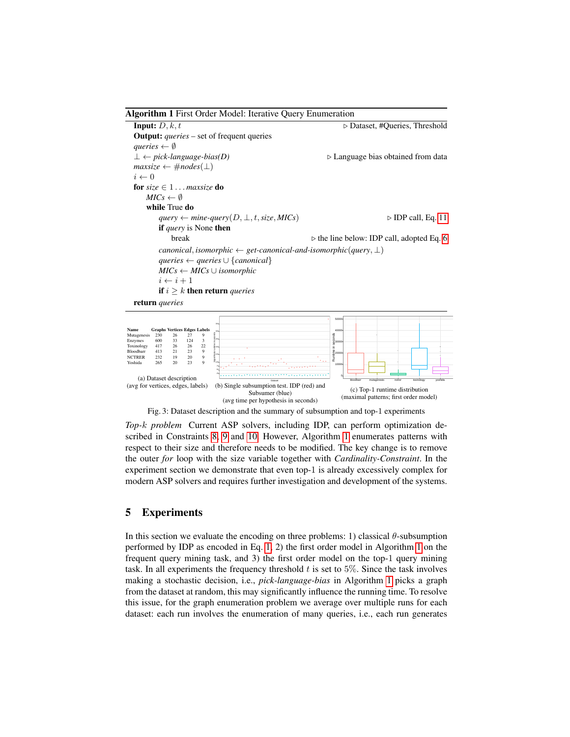**Algorithm 1** First Order Model: Iterative Query Enumeration

```
Input: D, k, t                                                    ▷ Dataset, #Queries, Threshold
Output: queries – set of frequent queries
queries ← ∅
⊥ ← pick-language-bias(D)                                         ▷ Language bias obtained from data
maxsize ← #nodes(⊥)
i ← 0
for size ∈ 1 ... maxsize do
    MICs ← ∅
    while True do
        query ← mine-query(D, ⊥, t, size, MICs)                   ▷ IDP call, Eq. 11
        if query is None then
            break                                                 ▷ the line below: IDP call, adopted Eq. 6
        canonical, isomorphic ← get-canonical-and-isomorphic(query, ⊥)
        queries ← queries ∪ {canonical}
        MICs ← MICs ∪ isomorphic
        i ← i + 1
        if i ≥ k then return queries
return queries
```

| Name | Graphs | Vertices | Edges | Labels |
|---|---|---|---|---|
| Mutagenesis | 230 | 26 | 27 | 9 |
| Enzymes | 600 | 33 | 124 | 3 |
| Toxinology | 417 | 26 | 26 | 22 |
| Bloodbarr | 413 | 21 | 23 | 9 |
| NCTRER | 232 | 19 | 20 | 9 |
| Yoshida | 265 | 20 | 23 | 9 |

(a) Dataset description (avg for vertices, edges, labels)

(b) Single subsumption test. IDP (red) and Subsumer (blue) (avg time per hypothesis in seconds)

(c) Top-1 runtime distribution (maximal patterns; first order model)

Fig. 3: Dataset description and the summary of subsumption and top-1 experiments

*Top-k problem* Current ASP solvers, including IDP, can perform optimization described in Constraints 8, 9 and 10. However, Algorithm 1 enumerates patterns with respect to their size and therefore needs to be modified. The key change is to remove the outer *for* loop with the size variable together with *Cardinality-Constraint*. In the experiment section we demonstrate that even top-1 is already excessively complex for modern ASP solvers and requires further investigation and development of the systems.

## 5 Experiments

In this section we evaluate the encoding on three problems: 1) classical $\theta$-subsumption performed by IDP as encoded in Eq. 1, 2) the first order model in Algorithm 1 on the frequent query mining task, and 3) the first order model on the top-1 query mining task. In all experiments the frequency threshold $t$ is set to $5\%$. Since the task involves making a stochastic decision, i.e., *pick-language-bias* in Algorithm 1 picks a graph from the dataset at random, this may significantly influence the running time. To resolve this issue, for the graph enumeration problem we average over multiple runs for each dataset: each run involves the enumeration of many queries, i.e., each run generates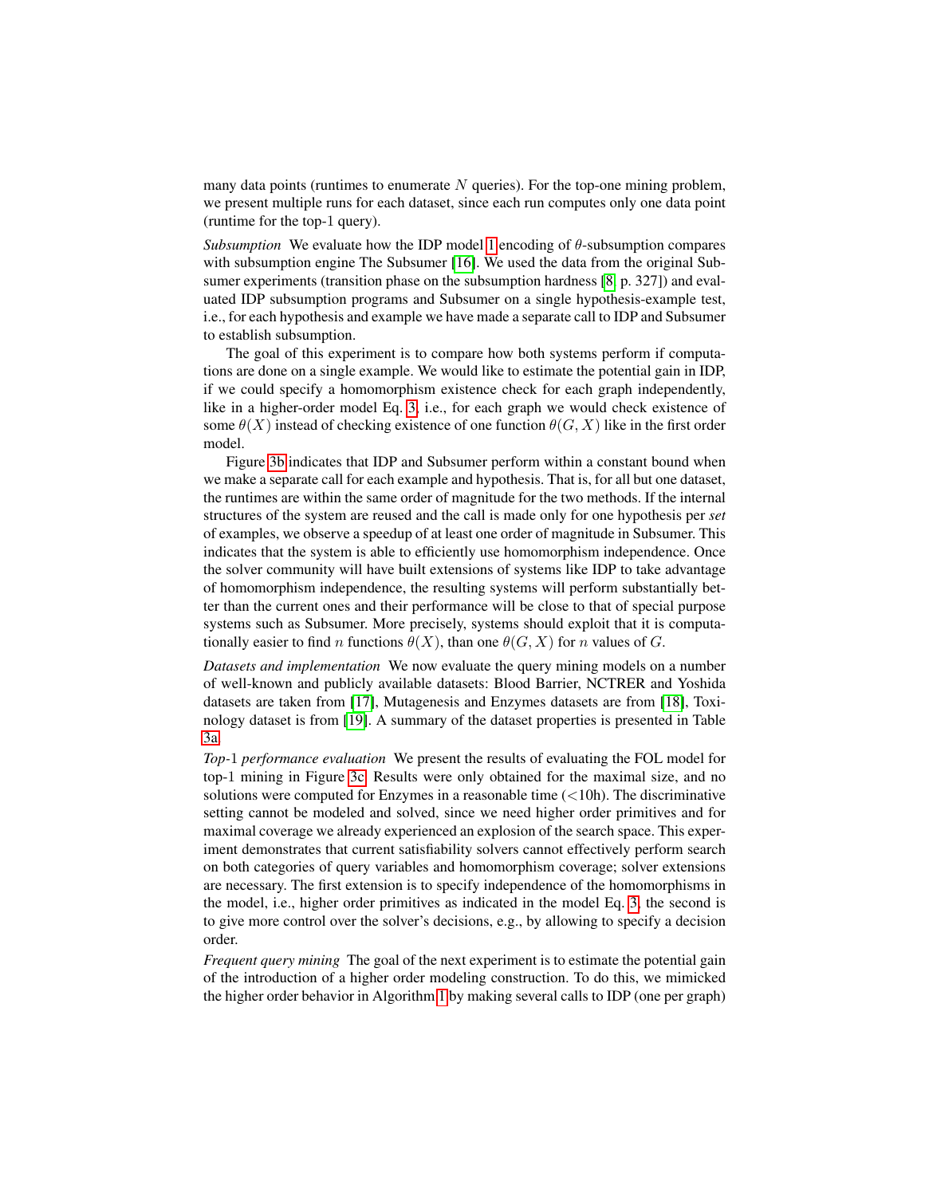many data points (runtimes to enumerate $N$ queries). For the top-one mining problem, we present multiple runs for each dataset, since each run computes only one data point (runtime for the top-1 query).

*Subsumption* We evaluate how the IDP model 1 encoding of $\theta$-subsumption compares with subsumption engine The Subsumer [16]. We used the data from the original Subsumer experiments (transition phase on the subsumption hardness [8, p. 327]) and evaluated IDP subsumption programs and Subsumer on a single hypothesis-example test, i.e., for each hypothesis and example we have made a separate call to IDP and Subsumer to establish subsumption.

The goal of this experiment is to compare how both systems perform if computations are done on a single example. We would like to estimate the potential gain in IDP, if we could specify a homomorphism existence check for each graph independently, like in a higher-order model Eq. 3, i.e., for each graph we would check existence of some $\theta(X)$ instead of checking existence of one function $\theta(G, X)$ like in the first order model.

Figure 3b indicates that IDP and Subsumer perform within a constant bound when we make a separate call for each example and hypothesis. That is, for all but one dataset, the runtimes are within the same order of magnitude for the two methods. If the internal structures of the system are reused and the call is made only for one hypothesis per *set* of examples, we observe a speedup of at least one order of magnitude in Subsumer. This indicates that the system is able to efficiently use homomorphism independence. Once the solver community will have built extensions of systems like IDP to take advantage of homomorphism independence, the resulting systems will perform substantially better than the current ones and their performance will be close to that of special purpose systems such as Subsumer. More precisely, systems should exploit that it is computationally easier to find $n$ functions $\theta(X)$, than one $\theta(G, X)$ for $n$ values of $G$.

*Datasets and implementation* We now evaluate the query mining models on a number of well-known and publicly available datasets: Blood Barrier, NCTRER and Yoshida datasets are taken from [17], Mutagenesis and Enzymes datasets are from [18], Toxinology dataset is from [19]. A summary of the dataset properties is presented in Table 3a.

*Top-1 performance evaluation* We present the results of evaluating the FOL model for top-1 mining in Figure 3c. Results were only obtained for the maximal size, and no solutions were computed for Enzymes in a reasonable time ($<$10h). The discriminative setting cannot be modeled and solved, since we need higher order primitives and for maximal coverage we already experienced an explosion of the search space. This experiment demonstrates that current satisfiability solvers cannot effectively perform search on both categories of query variables and homomorphism coverage; solver extensions are necessary. The first extension is to specify independence of the homomorphisms in the model, i.e., higher order primitives as indicated in the model Eq. 3, the second is to give more control over the solver's decisions, e.g., by allowing to specify a decision order.

*Frequent query mining* The goal of the next experiment is to estimate the potential gain of the introduction of a higher order modeling construction. To do this, we mimicked the higher order behavior in Algorithm 1 by making several calls to IDP (one per graph)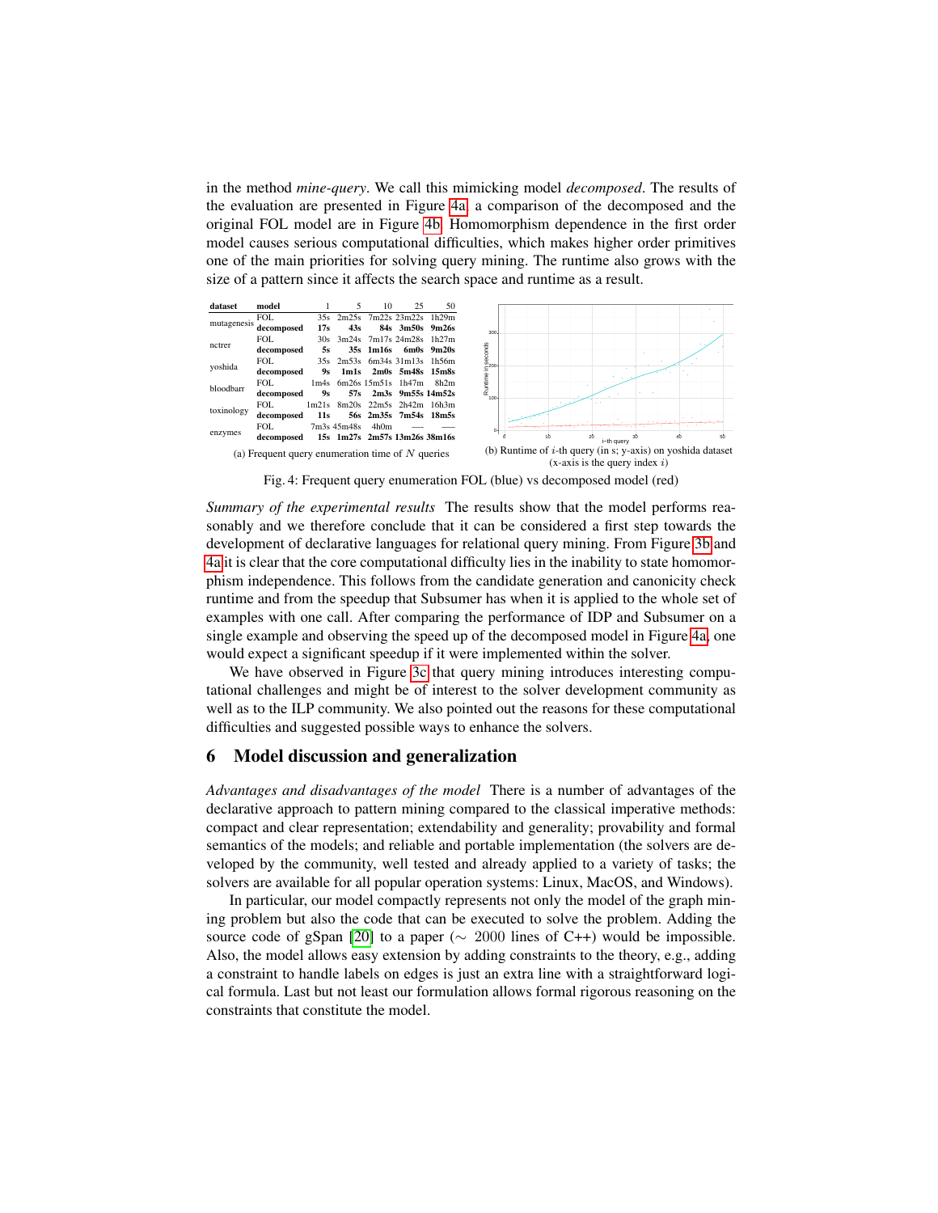in the method *mine-query*. We call this mimicking model *decomposed*. The results of the evaluation are presented in Figure 4a, a comparison of the decomposed and the original FOL model are in Figure 4b. Homomorphism dependence in the first order model causes serious computational difficulties, which makes higher order primitives one of the main priorities for solving query mining. The runtime also grows with the size of a pattern since it affects the search space and runtime as a result.

| dataset | model | 1 | 5 | 10 | 25 | 50 |
|---|---|---|---|---|---|---|
| mutagenesis | FOL | 35s | 2m25s | 7m22s | 23m22s | 1h29m |
| | **decomposed** | **17s** | **43s** | **84s** | **3m50s** | **9m26s** |
| nctrer | FOL | 30s | 3m24s | 7m17s | 24m28s | 1h27m |
| | **decomposed** | **5s** | **35s** | **1m16s** | **6m0s** | **9m20s** |
| yoshida | FOL | 35s | 2m53s | 6m34s | 31m13s | 1h56m |
| | **decomposed** | **9s** | **1m1s** | **2m0s** | **5m48s** | **15m8s** |
| bloodbarr | FOL | 1m4s | 6m26s | 15m51s | 1h47m | 8h2m |
| | **decomposed** | **9s** | **57s** | **2m3s** | **9m55s** | **14m52s** |
| toxinology | FOL | 1m21s | 8m20s | 22m5s | 2h42m | 16h3m |
| | **decomposed** | **11s** | **56s** | **2m35s** | **7m54s** | **18m5s** |
| enzymes | FOL | 7m3s | 45m48s | 4h0m | — | — |
| | **decomposed** | **15s** | **1m27s** | **2m57s** | **13m26s** | **38m16s** |

(a) Frequent query enumeration time of $N$ queries

(b) Runtime of $i$-th query (in s; y-axis) on yoshida dataset (x-axis is the query index $i$)

Fig. 4: Frequent query enumeration FOL (blue) vs decomposed model (red)

*Summary of the experimental results* The results show that the model performs reasonably and we therefore conclude that it can be considered a first step towards the development of declarative languages for relational query mining. From Figure 3b and 4a it is clear that the core computational difficulty lies in the inability to state homomorphism independence. This follows from the candidate generation and canonicity check runtime and from the speedup that Subsumer has when it is applied to the whole set of examples with one call. After comparing the performance of IDP and Subsumer on a single example and observing the speed up of the decomposed model in Figure 4a, one would expect a significant speedup if it were implemented within the solver.

We have observed in Figure 3c that query mining introduces interesting computational challenges and might be of interest to the solver development community as well as to the ILP community. We also pointed out the reasons for these computational difficulties and suggested possible ways to enhance the solvers.

## 6 Model discussion and generalization

*Advantages and disadvantages of the model* There is a number of advantages of the declarative approach to pattern mining compared to the classical imperative methods: compact and clear representation; extendability and generality; provability and formal semantics of the models; and reliable and portable implementation (the solvers are developed by the community, well tested and already applied to a variety of tasks; the solvers are available for all popular operation systems: Linux, MacOS, and Windows).

In particular, our model compactly represents not only the model of the graph mining problem but also the code that can be executed to solve the problem. Adding the source code of gSpan [20] to a paper ($\sim$ 2000 lines of C++) would be impossible. Also, the model allows easy extension by adding constraints to the theory, e.g., adding a constraint to handle labels on edges is just an extra line with a straightforward logical formula. Last but not least our formulation allows formal rigorous reasoning on the constraints that constitute the model.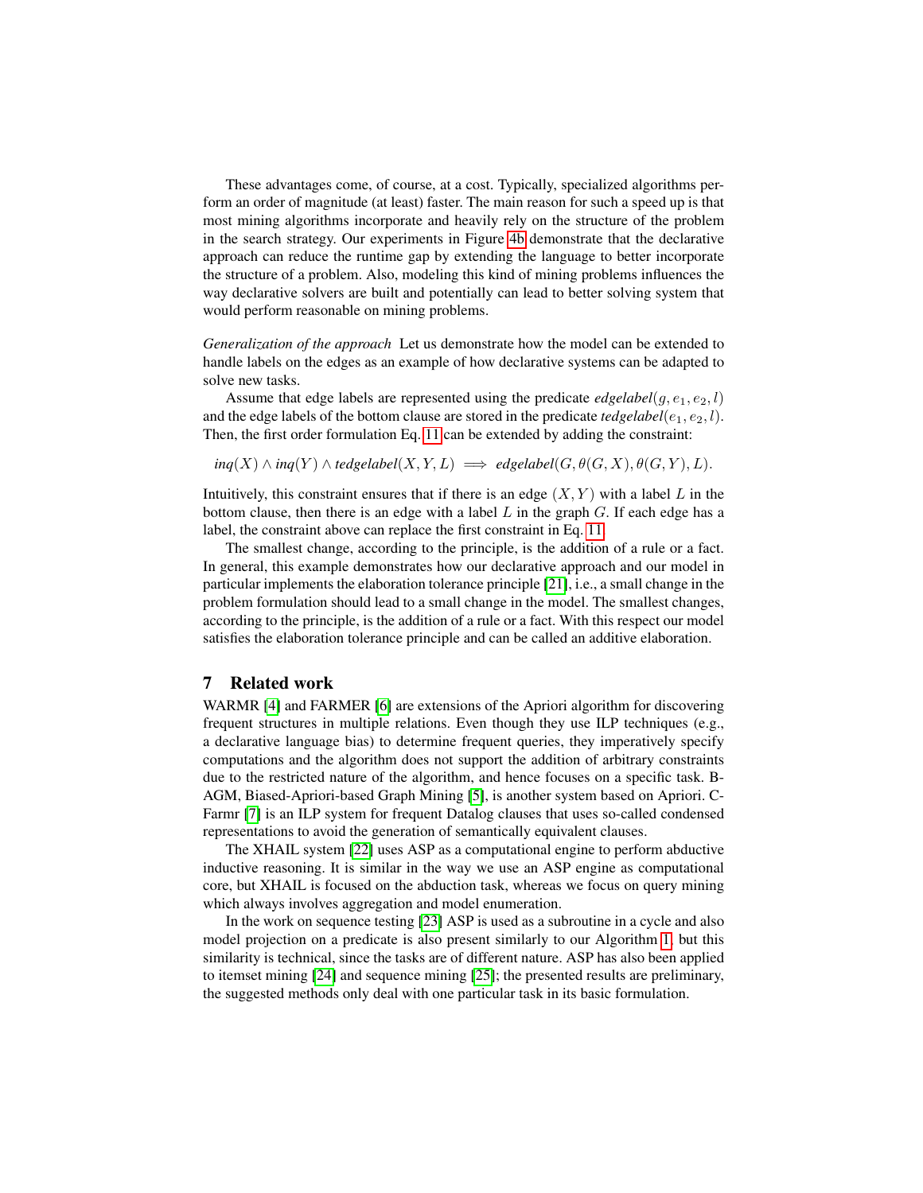These advantages come, of course, at a cost. Typically, specialized algorithms perform an order of magnitude (at least) faster. The main reason for such a speed up is that most mining algorithms incorporate and heavily rely on the structure of the problem in the search strategy. Our experiments in Figure 4b demonstrate that the declarative approach can reduce the runtime gap by extending the language to better incorporate the structure of a problem. Also, modeling this kind of mining problems influences the way declarative solvers are built and potentially can lead to better solving system that would perform reasonable on mining problems.

*Generalization of the approach* Let us demonstrate how the model can be extended to handle labels on the edges as an example of how declarative systems can be adapted to solve new tasks.

Assume that edge labels are represented using the predicate $\mathit{edgelabel}(g, e_1, e_2, l)$ and the edge labels of the bottom clause are stored in the predicate $\mathit{tedgelabel}(e_1, e_2, l)$. Then, the first order formulation Eq. 11 can be extended by adding the constraint:

$$\mathit{inq}(X) \wedge \mathit{inq}(Y) \wedge \mathit{tedgelabel}(X, Y, L) \implies \mathit{edgelabel}(G, \theta(G, X), \theta(G, Y), L).$$

Intuitively, this constraint ensures that if there is an edge $(X, Y)$ with a label $L$ in the bottom clause, then there is an edge with a label $L$ in the graph $G$. If each edge has a label, the constraint above can replace the first constraint in Eq. 11.

The smallest change, according to the principle, is the addition of a rule or a fact. In general, this example demonstrates how our declarative approach and our model in particular implements the elaboration tolerance principle [21], i.e., a small change in the problem formulation should lead to a small change in the model. The smallest changes, according to the principle, is the addition of a rule or a fact. With this respect our model satisfies the elaboration tolerance principle and can be called an additive elaboration.

## 7 Related work

WARMR [4] and FARMER [6] are extensions of the Apriori algorithm for discovering frequent structures in multiple relations. Even though they use ILP techniques (e.g., a declarative language bias) to determine frequent queries, they imperatively specify computations and the algorithm does not support the addition of arbitrary constraints due to the restricted nature of the algorithm, and hence focuses on a specific task. B-AGM, Biased-Apriori-based Graph Mining [5], is another system based on Apriori. C-Farmr [7] is an ILP system for frequent Datalog clauses that uses so-called condensed representations to avoid the generation of semantically equivalent clauses.

The XHAIL system [22] uses ASP as a computational engine to perform abductive inductive reasoning. It is similar in the way we use an ASP engine as computational core, but XHAIL is focused on the abduction task, whereas we focus on query mining which always involves aggregation and model enumeration.

In the work on sequence testing [23] ASP is used as a subroutine in a cycle and also model projection on a predicate is also present similarly to our Algorithm 1, but this similarity is technical, since the tasks are of different nature. ASP has also been applied to itemset mining [24] and sequence mining [25]; the presented results are preliminary, the suggested methods only deal with one particular task in its basic formulation.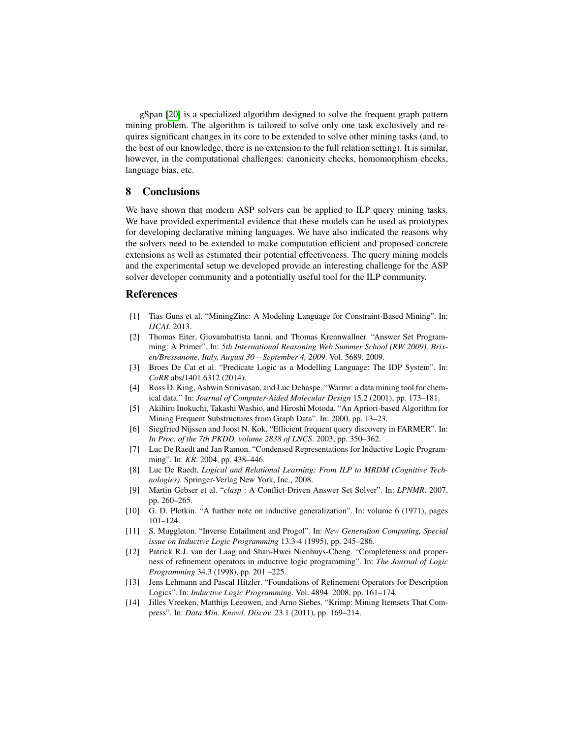gSpan [20] is a specialized algorithm designed to solve the frequent graph pattern mining problem. The algorithm is tailored to solve only one task exclusively and requires significant changes in its core to be extended to solve other mining tasks (and, to the best of our knowledge, there is no extension to the full relation setting). It is similar, however, in the computational challenges: canonicity checks, homomorphism checks, language bias, etc.

## 8 Conclusions

We have shown that modern ASP solvers can be applied to ILP query mining tasks. We have provided experimental evidence that these models can be used as prototypes for developing declarative mining languages. We have also indicated the reasons why the solvers need to be extended to make computation efficient and proposed concrete extensions as well as estimated their potential effectiveness. The query mining models and the experimental setup we developed provide an interesting challenge for the ASP solver developer community and a potentially useful tool for the ILP community.

## References

[1] Tias Guns et al. "MiningZinc: A Modeling Language for Constraint-Based Mining". In: *IJCAI*. 2013.

[2] Thomas Eiter, Giovambattista Ianni, and Thomas Krennwallner. "Answer Set Programming: A Primer". In: *5th International Reasoning Web Summer School (RW 2009), Brixen/Bressanone, Italy, August 30 – September 4, 2009*. Vol. 5689. 2009.

[3] Broes De Cat et al. "Predicate Logic as a Modelling Language: The IDP System". In: *CoRR* abs/1401.6312 (2014).

[4] Ross D. King, Ashwin Srinivasan, and Luc Dehaspe. "Warmr: a data mining tool for chemical data." In: *Journal of Computer-Aided Molecular Design* 15.2 (2001), pp. 173–181.

[5] Akihiro Inokuchi, Takashi Washio, and Hiroshi Motoda. "An Apriori-based Algorithm for Mining Frequent Substructures from Graph Data". In: 2000, pp. 13–23.

[6] Siegfried Nijssen and Joost N. Kok. "Efficient frequent query discovery in FARMER". In: *In Proc. of the 7th PKDD, volume 2838 of LNCS*. 2003, pp. 350–362.

[7] Luc De Raedt and Jan Ramon. "Condensed Representations for Inductive Logic Programming". In: *KR*. 2004, pp. 438–446.

[8] Luc De Raedt. *Logical and Relational Learning: From ILP to MRDM (Cognitive Technologies)*. Springer-Verlag New York, Inc., 2008.

[9] Martin Gebser et al. "*clasp* : A Conflict-Driven Answer Set Solver". In: *LPNMR*. 2007, pp. 260–265.

[10] G. D. Plotkin. "A further note on inductive generalization". In: volume 6 (1971), pages 101–124.

[11] S. Muggleton. "Inverse Entailment and Progol". In: *New Generation Computing, Special issue on Inductive Logic Programming* 13.3-4 (1995), pp. 245–286.

[12] Patrick R.J. van der Laag and Shan-Hwei Nienhuys-Cheng. "Completeness and properness of refinement operators in inductive logic programming". In: *The Journal of Logic Programming* 34.3 (1998), pp. 201 –225.

[13] Jens Lehmann and Pascal Hitzler. "Foundations of Refinement Operators for Description Logics". In: *Inductive Logic Programming*. Vol. 4894. 2008, pp. 161–174.

[14] Jilles Vreeken, Matthijs Leeuwen, and Arno Siebes. "Krimp: Mining Itemsets That Compress". In: *Data Min. Knowl. Discov.* 23.1 (2011), pp. 169–214.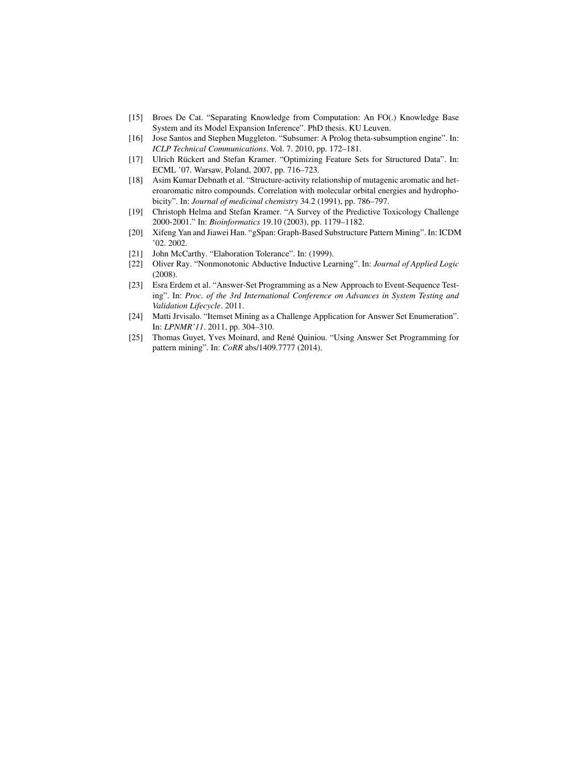[15] Broes De Cat. "Separating Knowledge from Computation: An FO(.) Knowledge Base System and its Model Expansion Inference". PhD thesis. KU Leuven.

[16] Jose Santos and Stephen Muggleton. "Subsumer: A Prolog theta-subsumption engine". In: *ICLP Technical Communications*. Vol. 7. 2010, pp. 172–181.

[17] Ulrich Rückert and Stefan Kramer. "Optimizing Feature Sets for Structured Data". In: ECML '07. Warsaw, Poland, 2007, pp. 716–723.

[18] Asim Kumar Debnath et al. "Structure-activity relationship of mutagenic aromatic and heteroaromatic nitro compounds. Correlation with molecular orbital energies and hydrophobicity". In: *Journal of medicinal chemistry* 34.2 (1991), pp. 786–797.

[19] Christoph Helma and Stefan Kramer. "A Survey of the Predictive Toxicology Challenge 2000-2001." In: *Bioinformatics* 19.10 (2003), pp. 1179–1182.

[20] Xifeng Yan and Jiawei Han. "gSpan: Graph-Based Substructure Pattern Mining". In: ICDM '02. 2002.

[21] John McCarthy. "Elaboration Tolerance". In: (1999).

[22] Oliver Ray. "Nonmonotonic Abductive Inductive Learning". In: *Journal of Applied Logic* (2008).

[23] Esra Erdem et al. "Answer-Set Programming as a New Approach to Event-Sequence Testing". In: *Proc. of the 3rd International Conference on Advances in System Testing and Validation Lifecycle*. 2011.

[24] Matti Jrvisalo. "Itemset Mining as a Challenge Application for Answer Set Enumeration". In: *LPNMR'11*. 2011, pp. 304–310.

[25] Thomas Guyet, Yves Moinard, and René Quiniou. "Using Answer Set Programming for pattern mining". In: *CoRR* abs/1409.7777 (2014).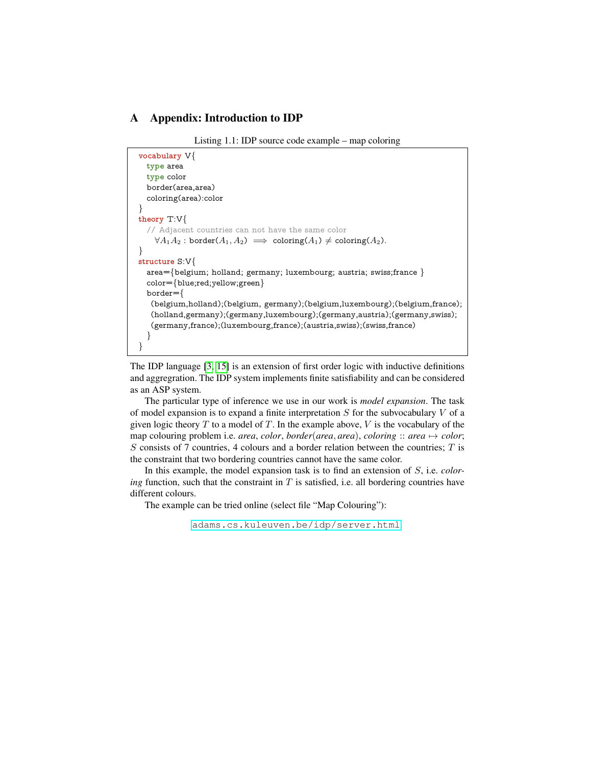## A Appendix: Introduction to IDP

Listing 1.1: IDP source code example – map coloring

```
vocabulary V{
  type area
  type color
  border(area,area)
  coloring(area):color
}
theory T:V{
  // Adjacent countries can not have the same color
    ∀A1 A2 : border(A1, A2)  ⟹  coloring(A1) ≠ coloring(A2).
}
structure S:V{
  area={belgium; holland; germany; luxembourg; austria; swiss;france }
  color={blue;red;yellow;green}
  border={
   (belgium,holland);(belgium, germany);(belgium,luxembourg);(belgium,france);
   (holland,germany);(germany,luxembourg);(germany,austria);(germany,swiss);
   (germany,france);(luxembourg,france);(austria,swiss);(swiss,france)
  }
}
```

The IDP language [3, 15] is an extension of first order logic with inductive definitions and aggregration. The IDP system implements finite satisfiability and can be considered as an ASP system.

The particular type of inference we use in our work is *model expansion*. The task of model expansion is to expand a finite interpretation $S$ for the subvocabulary $V$ of a given logic theory $T$ to a model of $T$. In the example above, $V$ is the vocabulary of the map colouring problem i.e. *area*, *color*, *border*(*area*, *area*), *coloring* :: *area* $\mapsto$ *color*; $S$ consists of 7 countries, 4 colours and a border relation between the countries; $T$ is the constraint that two bordering countries cannot have the same color.

In this example, the model expansion task is to find an extension of $S$, i.e. *coloring* function, such that the constraint in $T$ is satisfied, i.e. all bordering countries have different colours.

The example can be tried online (select file "Map Colouring"):

adams.cs.kuleuven.be/idp/server.html